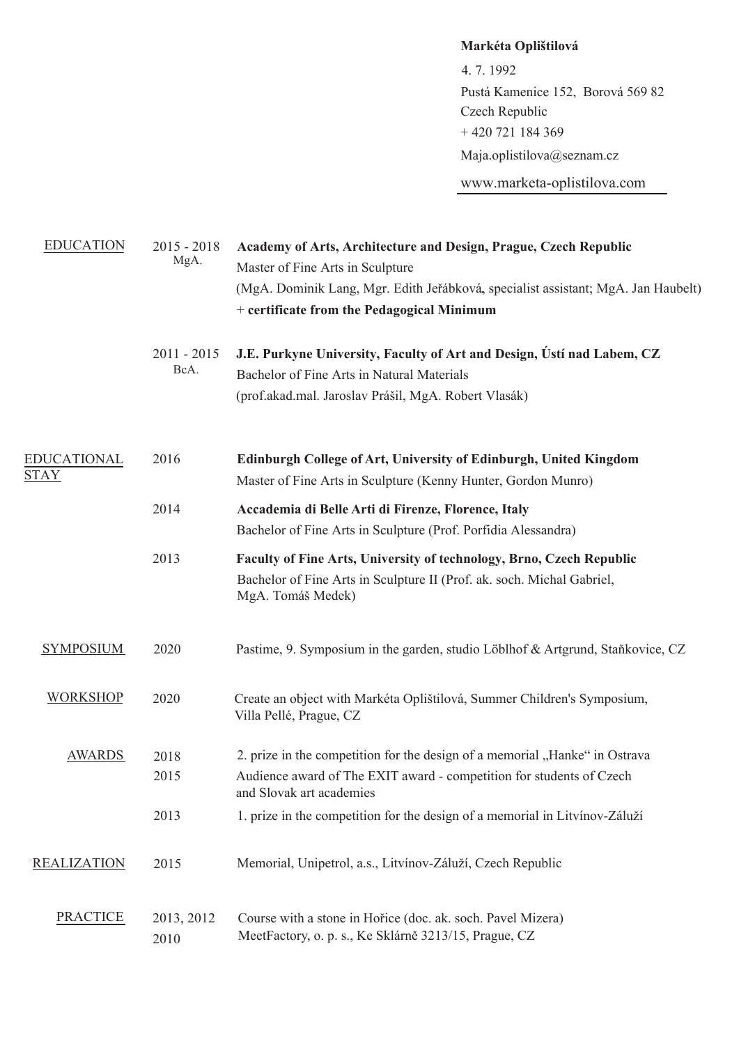**Markéta Opluštilová**

4. 7. 1992
Pustá Kamenice 152, Borová 569 82
Czech Republic
+ 420 721 184 369
Maja.oplistilova@seznam.cz
www.marketa-oplistilova.com

## EDUCATION

**2015 - 2018** MgA.
**Academy of Arts, Architecture and Design, Prague, Czech Republic**
Master of Fine Arts in Sculpture
(MgA. Dominik Lang, Mgr. Edith Jeřábková, specialist assistant; MgA. Jan Haubelt)
+ **certificate from the Pedagogical Minimum**

**2011 - 2015** BcA.
**J.E. Purkyne University, Faculty of Art and Design, Ústí nad Labem, CZ**
Bachelor of Fine Arts in Natural Materials
(prof.akad.mal. Jaroslav Prášil, MgA. Robert Vlasák)

## EDUCATIONAL STAY

**2016**
**Edinburgh College of Art, University of Edinburgh, United Kingdom**
Master of Fine Arts in Sculpture (Kenny Hunter, Gordon Munro)

**2014**
**Accademia di Belle Arti di Firenze, Florence, Italy**
Bachelor of Fine Arts in Sculpture (Prof. Porfidia Alessandra)

**2013**
**Faculty of Fine Arts, University of technology, Brno, Czech Republic**
Bachelor of Fine Arts in Sculpture II (Prof. ak. soch. Michal Gabriel, MgA. Tomáš Medek)

## SYMPOSIUM

**2020** Pastime, 9. Symposium in the garden, studio Löblhof & Artgrund, Staňkovice, CZ

## WORKSHOP

**2020** Create an object with Markéta Opluštilová, Summer Children's Symposium, Villa Pellé, Prague, CZ

## AWARDS

**2018** 2. prize in the competition for the design of a memorial „Hanke“ in Ostrava

**2015** Audience award of The EXIT award - competition for students of Czech and Slovak art academies

**2013** 1. prize in the competition for the design of a memorial in Litvínov-Záluží

## REALIZATION

**2015** Memorial, Unipetrol, a.s., Litvínov-Záluží, Czech Republic

## PRACTICE

**2013, 2012** Course with a stone in Hořice (doc. ak. soch. Pavel Mizera)

**2010** MeetFactory, o. p. s., Ke Sklárně 3213/15, Prague, CZ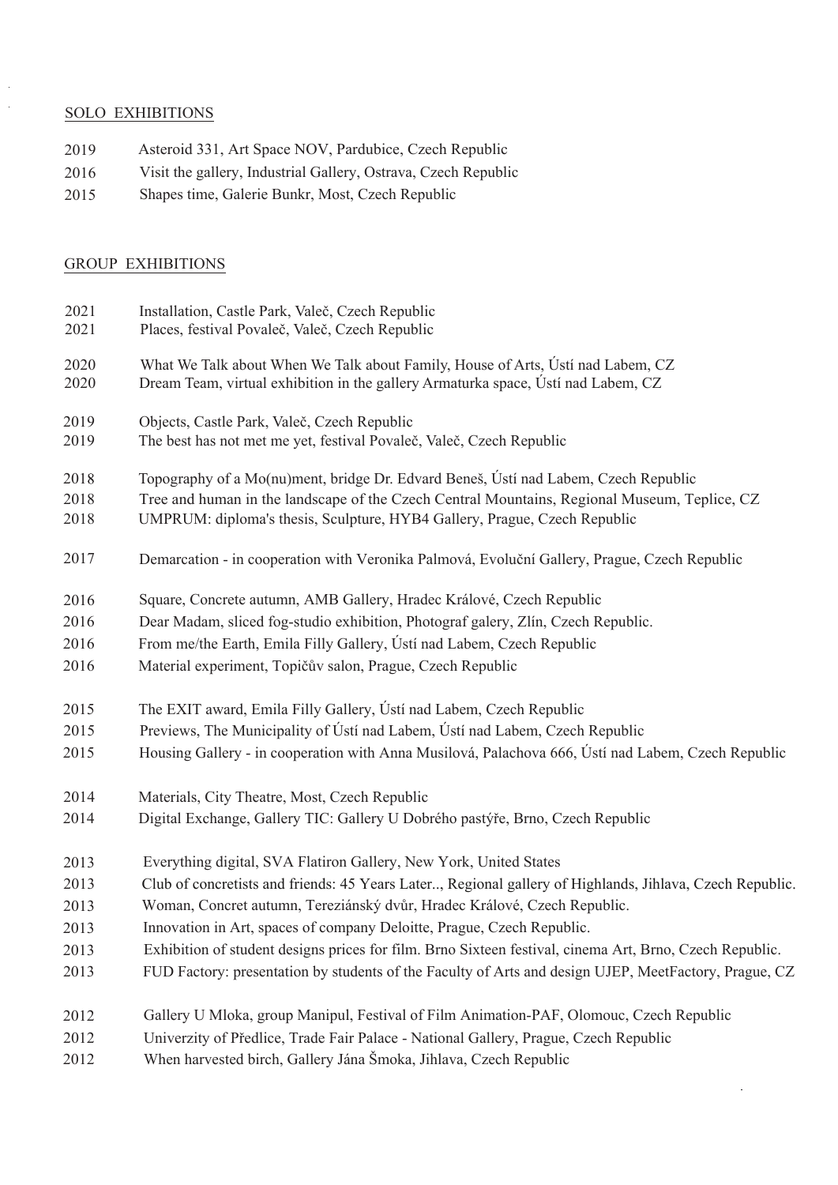## SOLO EXHIBITIONS

2019 Asteroid 331, Art Space NOV, Pardubice, Czech Republic
2016 Visit the gallery, Industrial Gallery, Ostrava, Czech Republic
2015 Shapes time, Galerie Bunkr, Most, Czech Republic

## GROUP EXHIBITIONS

2021 Installation, Castle Park, Valeč, Czech Republic
2021 Places, festival Povaleč, Valeč, Czech Republic

2020 What We Talk about When We Talk about Family, House of Arts, Ústí nad Labem, CZ
2020 Dream Team, virtual exhibition in the gallery Armaturka space, Ústí nad Labem, CZ

2019 Objects, Castle Park, Valeč, Czech Republic
2019 The best has not met me yet, festival Povaleč, Valeč, Czech Republic

2018 Topography of a Mo(nu)ment, bridge Dr. Edvard Beneš, Ústí nad Labem, Czech Republic
2018 Tree and human in the landscape of the Czech Central Mountains, Regional Museum, Teplice, CZ
2018 UMPRUM: diploma's thesis, Sculpture, HYB4 Gallery, Prague, Czech Republic

2017 Demarcation - in cooperation with Veronika Palmová, Evoluční Gallery, Prague, Czech Republic

2016 Square, Concrete autumn, AMB Gallery, Hradec Králové, Czech Republic
2016 Dear Madam, sliced fog-studio exhibition, Photograf galery, Zlín, Czech Republic.
2016 From me/the Earth, Emila Filly Gallery, Ústí nad Labem, Czech Republic
2016 Material experiment, Topičův salon, Prague, Czech Republic

2015 The EXIT award, Emila Filly Gallery, Ústí nad Labem, Czech Republic
2015 Previews, The Municipality of Ústí nad Labem, Ústí nad Labem, Czech Republic
2015 Housing Gallery - in cooperation with Anna Musilová, Palachova 666, Ústí nad Labem, Czech Republic

2014 Materials, City Theatre, Most, Czech Republic
2014 Digital Exchange, Gallery TIC: Gallery U Dobrého pastýře, Brno, Czech Republic

2013 Everything digital, SVA Flatiron Gallery, New York, United States
2013 Club of concretists and friends: 45 Years Later.., Regional gallery of Highlands, Jihlava, Czech Republic.
2013 Woman, Concret autumn, Tereziánský dvůr, Hradec Králové, Czech Republic.
2013 Innovation in Art, spaces of company Deloitte, Prague, Czech Republic.
2013 Exhibition of student designs prices for film. Brno Sixteen festival, cinema Art, Brno, Czech Republic.
2013 FUD Factory: presentation by students of the Faculty of Arts and design UJEP, MeetFactory, Prague, CZ

2012 Gallery U Mloka, group Manipul, Festival of Film Animation-PAF, Olomouc, Czech Republic
2012 Univerzity of Předlice, Trade Fair Palace - National Gallery, Prague, Czech Republic
2012 When harvested birch, Gallery Jána Šmoka, Jihlava, Czech Republic